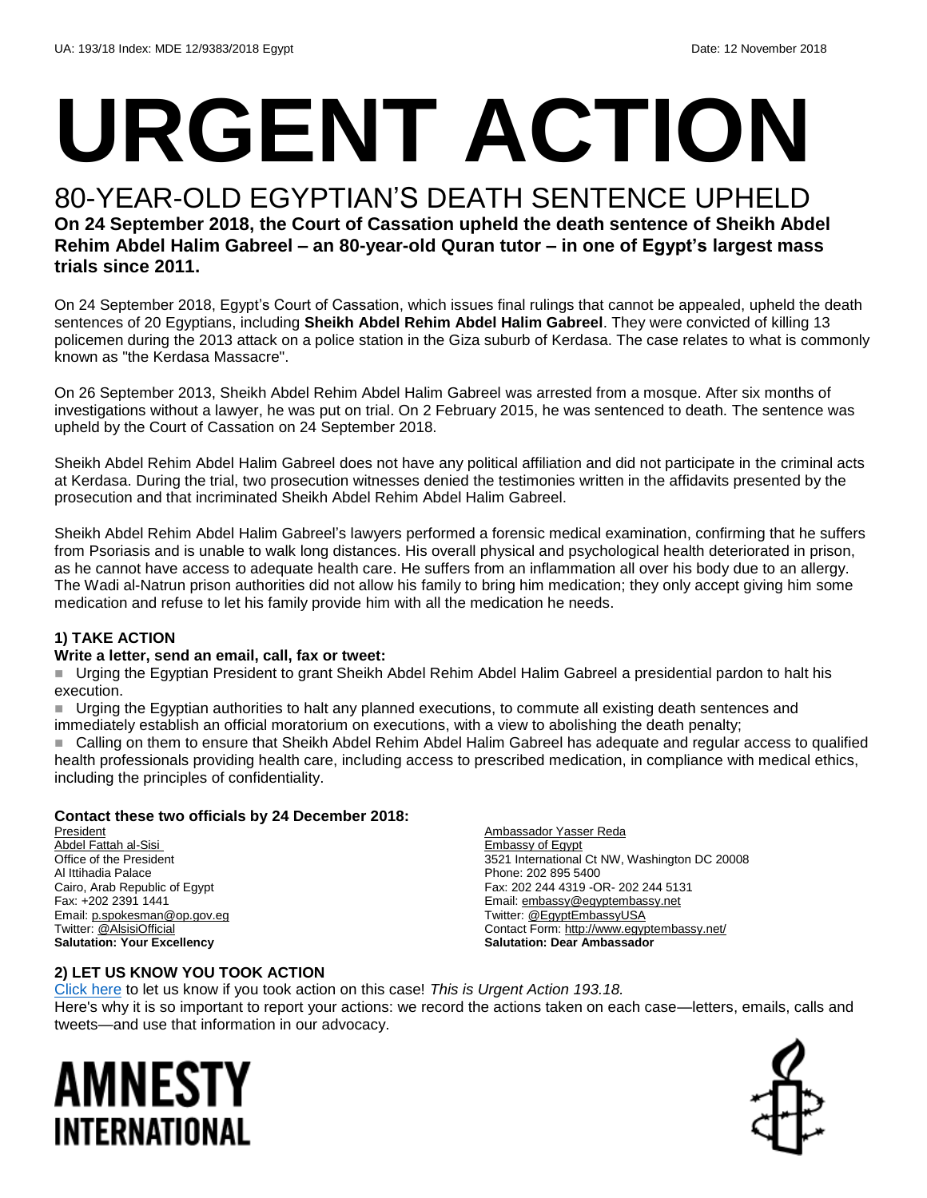UA: 193/18 Index: MDE 12/9383/2018 Egypt Date: 12 November 2018

# URGENT ACTION

## 80-YEAR-OLD EGYPTIAN'S DEATH SENTENCE UPHELD

**On 24 September 2018, the Court of Cassation upheld the death sentence of Sheikh Abdel Rehim Abdel Halim Gabreel – an 80-year-old Quran tutor – in one of Egypt's largest mass trials since 2011.**

On 24 September 2018, Egypt's Court of Cassation, which issues final rulings that cannot be appealed, upheld the death sentences of 20 Egyptians, including **Sheikh Abdel Rehim Abdel Halim Gabreel**. They were convicted of killing 13 policemen during the 2013 attack on a police station in the Giza suburb of Kerdasa. The case relates to what is commonly known as "the Kerdasa Massacre".

On 26 September 2013, Sheikh Abdel Rehim Abdel Halim Gabreel was arrested from a mosque. After six months of investigations without a lawyer, he was put on trial. On 2 February 2015, he was sentenced to death. The sentence was upheld by the Court of Cassation on 24 September 2018.

Sheikh Abdel Rehim Abdel Halim Gabreel does not have any political affiliation and did not participate in the criminal acts at Kerdasa. During the trial, two prosecution witnesses denied the testimonies written in the affidavits presented by the prosecution and that incriminated Sheikh Abdel Rehim Abdel Halim Gabreel.

Sheikh Abdel Rehim Abdel Halim Gabreel's lawyers performed a forensic medical examination, confirming that he suffers from Psoriasis and is unable to walk long distances. His overall physical and psychological health deteriorated in prison, as he cannot have access to adequate health care. He suffers from an inflammation all over his body due to an allergy. The Wadi al-Natrun prison authorities did not allow his family to bring him medication; they only accept giving him some medication and refuse to let his family provide him with all the medication he needs.

### 1) TAKE ACTION

**Write a letter, send an email, call, fax or tweet:**

- Urging the Egyptian President to grant Sheikh Abdel Rehim Abdel Halim Gabreel a presidential pardon to halt his execution.
- Urging the Egyptian authorities to halt any planned executions, to commute all existing death sentences and immediately establish an official moratorium on executions, with a view to abolishing the death penalty;
- Calling on them to ensure that Sheikh Abdel Rehim Abdel Halim Gabreel has adequate and regular access to qualified health professionals providing health care, including access to prescribed medication, in compliance with medical ethics, including the principles of confidentiality.

**Contact these two officials by 24 December 2018:**

President
Abdel Fattah al-Sisi
Office of the President
Al Ittihadia Palace
Cairo, Arab Republic of Egypt
Fax: +202 2391 1441
Email: p.spokesman@op.gov.eg
Twitter: @AlsisiOfficial
**Salutation: Your Excellency**

Ambassador Yasser Reda
Embassy of Egypt
3521 International Ct NW, Washington DC 20008
Phone: 202 895 5400
Fax: 202 244 4319 -OR- 202 244 5131
Email: embassy@egyptembassy.net
Twitter: @EgyptEmbassyUSA
Contact Form: http://www.egyptembassy.net/
**Salutation: Dear Ambassador**

### 2) LET US KNOW YOU TOOK ACTION

Click here to let us know if you took action on this case! *This is Urgent Action 193.18.*
Here's why it is so important to report your actions: we record the actions taken on each case—letters, emails, calls and tweets—and use that information in our advocacy.

AMNESTY INTERNATIONAL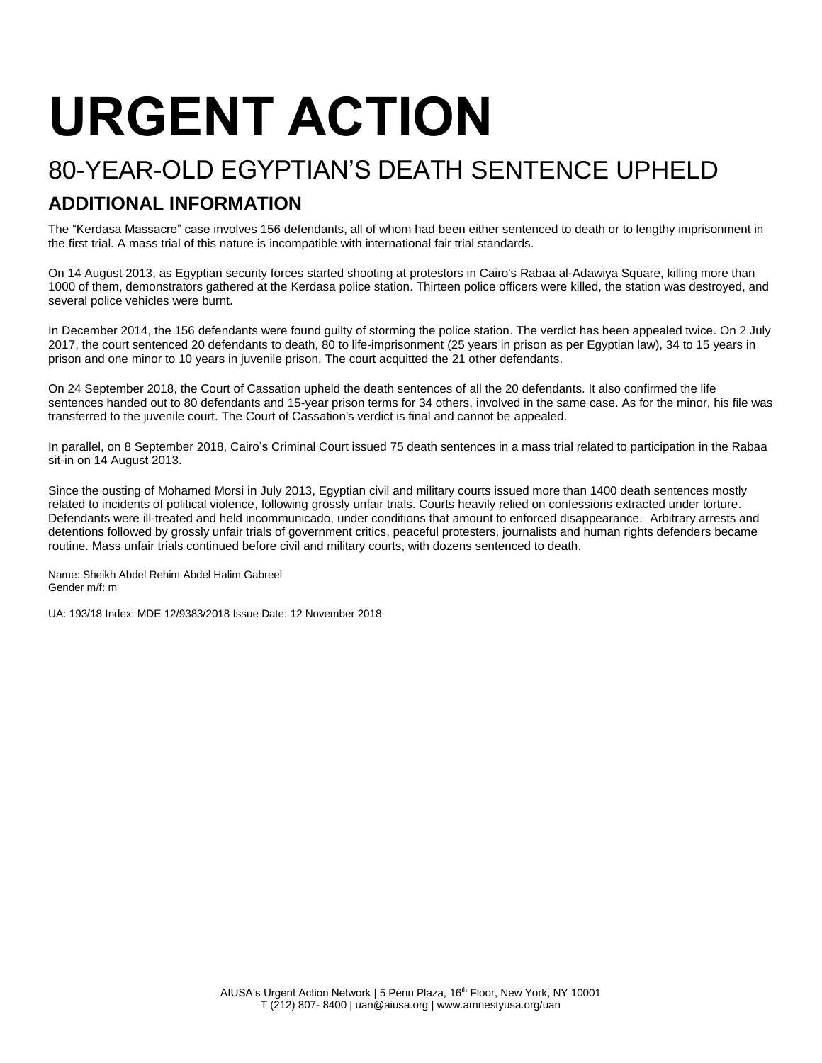# URGENT ACTION

## 80-YEAR-OLD EGYPTIAN'S DEATH SENTENCE UPHELD

### ADDITIONAL INFORMATION

The "Kerdasa Massacre" case involves 156 defendants, all of whom had been either sentenced to death or to lengthy imprisonment in the first trial. A mass trial of this nature is incompatible with international fair trial standards.

On 14 August 2013, as Egyptian security forces started shooting at protestors in Cairo's Rabaa al-Adawiya Square, killing more than 1000 of them, demonstrators gathered at the Kerdasa police station. Thirteen police officers were killed, the station was destroyed, and several police vehicles were burnt.

In December 2014, the 156 defendants were found guilty of storming the police station. The verdict has been appealed twice. On 2 July 2017, the court sentenced 20 defendants to death, 80 to life-imprisonment (25 years in prison as per Egyptian law), 34 to 15 years in prison and one minor to 10 years in juvenile prison. The court acquitted the 21 other defendants.

On 24 September 2018, the Court of Cassation upheld the death sentences of all the 20 defendants. It also confirmed the life sentences handed out to 80 defendants and 15-year prison terms for 34 others, involved in the same case. As for the minor, his file was transferred to the juvenile court. The Court of Cassation's verdict is final and cannot be appealed.

In parallel, on 8 September 2018, Cairo's Criminal Court issued 75 death sentences in a mass trial related to participation in the Rabaa sit-in on 14 August 2013.

Since the ousting of Mohamed Morsi in July 2013, Egyptian civil and military courts issued more than 1400 death sentences mostly related to incidents of political violence, following grossly unfair trials. Courts heavily relied on confessions extracted under torture. Defendants were ill-treated and held incommunicado, under conditions that amount to enforced disappearance. Arbitrary arrests and detentions followed by grossly unfair trials of government critics, peaceful protesters, journalists and human rights defenders became routine. Mass unfair trials continued before civil and military courts, with dozens sentenced to death.

Name: Sheikh Abdel Rehim Abdel Halim Gabreel
Gender m/f: m

UA: 193/18 Index: MDE 12/9383/2018 Issue Date: 12 November 2018

AIUSA's Urgent Action Network | 5 Penn Plaza, 16th Floor, New York, NY 10001
T (212) 807- 8400 | uan@aiusa.org | www.amnestyusa.org/uan